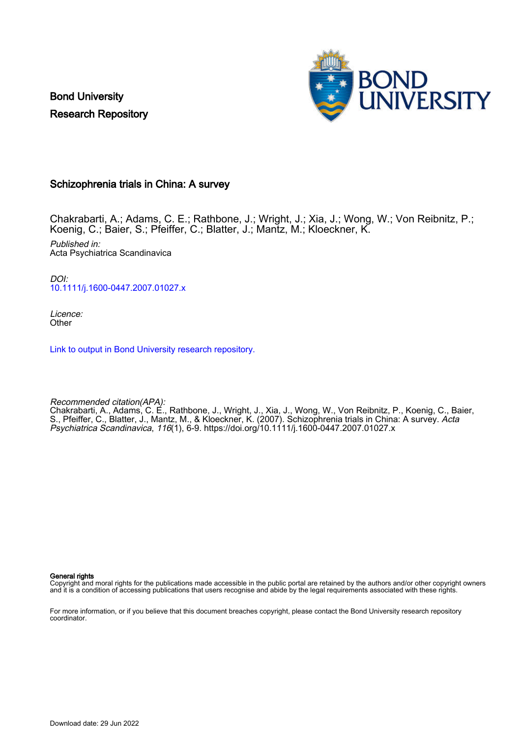Bond University
Research Repository

# Schizophrenia trials in China: A survey

Chakrabarti, A.; Adams, C. E.; Rathbone, J.; Wright, J.; Xia, J.; Wong, W.; Von Reibnitz, P.; Koenig, C.; Baier, S.; Pfeiffer, C.; Blatter, J.; Mantz, M.; Kloeckner, K.

*Published in:*
Acta Psychiatrica Scandinavica

*DOI:*
10.1111/j.1600-0447.2007.01027.x

*Licence:*
Other

Link to output in Bond University research repository.

*Recommended citation(APA):*
Chakrabarti, A., Adams, C. E., Rathbone, J., Wright, J., Xia, J., Wong, W., Von Reibnitz, P., Koenig, C., Baier, S., Pfeiffer, C., Blatter, J., Mantz, M., & Kloeckner, K. (2007). Schizophrenia trials in China: A survey. *Acta Psychiatrica Scandinavica*, *116*(1), 6-9. https://doi.org/10.1111/j.1600-0447.2007.01027.x

**General rights**
Copyright and moral rights for the publications made accessible in the public portal are retained by the authors and/or other copyright owners and it is a condition of accessing publications that users recognise and abide by the legal requirements associated with these rights.

For more information, or if you believe that this document breaches copyright, please contact the Bond University research repository coordinator.

Download date: 29 Jun 2022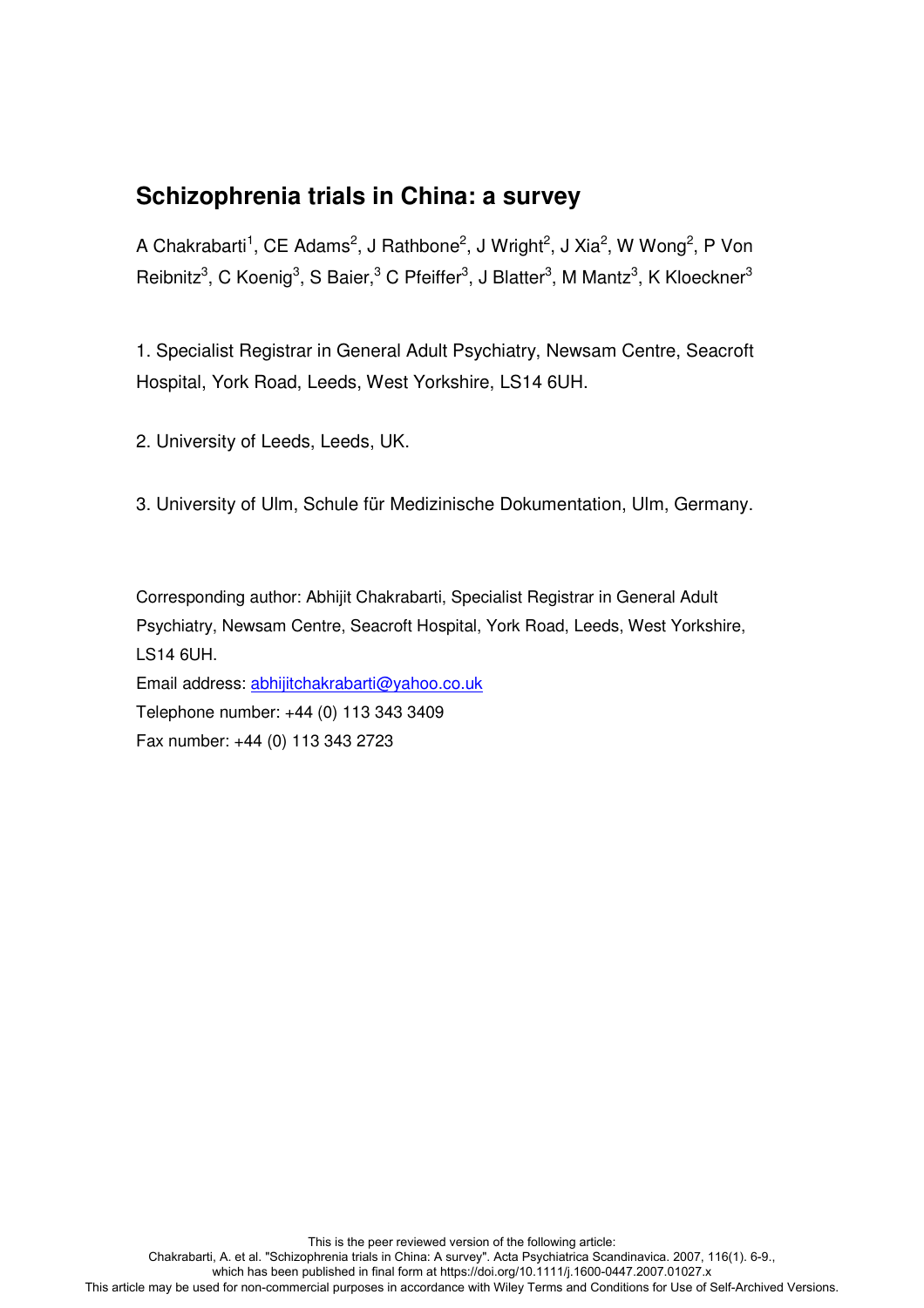# Schizophrenia trials in China: a survey

A Chakrabarti[1], CE Adams[2], J Rathbone[2], J Wright[2], J Xia[2], W Wong[2], P Von Reibnitz[3], C Koenig[3], S Baier,[3] C Pfeiffer[3], J Blatter[3], M Mantz[3], K Kloeckner[3]

1. Specialist Registrar in General Adult Psychiatry, Newsam Centre, Seacroft Hospital, York Road, Leeds, West Yorkshire, LS14 6UH.

2. University of Leeds, Leeds, UK.

3. University of Ulm, Schule für Medizinische Dokumentation, Ulm, Germany.

Corresponding author: Abhijit Chakrabarti, Specialist Registrar in General Adult Psychiatry, Newsam Centre, Seacroft Hospital, York Road, Leeds, West Yorkshire, LS14 6UH.

Email address: abhijitchakrabarti@yahoo.co.uk

Telephone number: +44 (0) 113 343 3409

Fax number: +44 (0) 113 343 2723

This is the peer reviewed version of the following article:
Chakrabarti, A. et al. "Schizophrenia trials in China: A survey". Acta Psychiatrica Scandinavica. 2007, 116(1). 6-9., which has been published in final form at https://doi.org/10.1111/j.1600-0447.2007.01027.x
This article may be used for non-commercial purposes in accordance with Wiley Terms and Conditions for Use of Self-Archived Versions.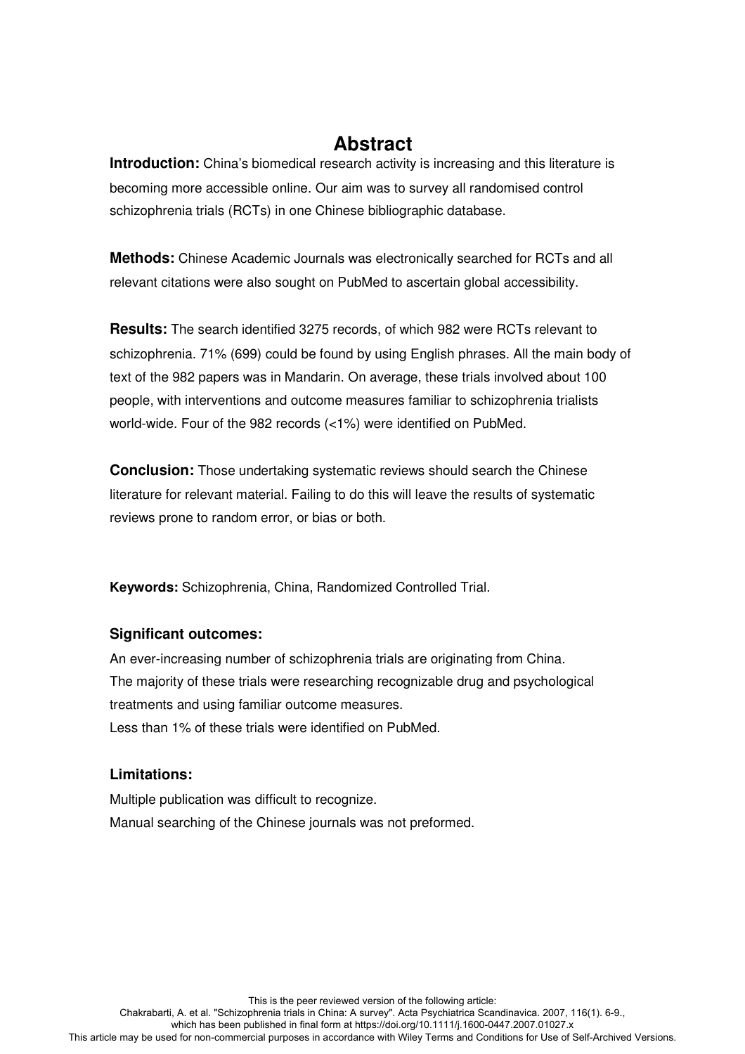# Abstract

**Introduction:** China's biomedical research activity is increasing and this literature is becoming more accessible online. Our aim was to survey all randomised control schizophrenia trials (RCTs) in one Chinese bibliographic database.

**Methods:** Chinese Academic Journals was electronically searched for RCTs and all relevant citations were also sought on PubMed to ascertain global accessibility.

**Results:** The search identified 3275 records, of which 982 were RCTs relevant to schizophrenia. 71% (699) could be found by using English phrases. All the main body of text of the 982 papers was in Mandarin. On average, these trials involved about 100 people, with interventions and outcome measures familiar to schizophrenia trialists world-wide. Four of the 982 records (<1%) were identified on PubMed.

**Conclusion:** Those undertaking systematic reviews should search the Chinese literature for relevant material. Failing to do this will leave the results of systematic reviews prone to random error, or bias or both.

**Keywords:** Schizophrenia, China, Randomized Controlled Trial.

### Significant outcomes:

An ever-increasing number of schizophrenia trials are originating from China.
The majority of these trials were researching recognizable drug and psychological treatments and using familiar outcome measures.
Less than 1% of these trials were identified on PubMed.

### Limitations:

Multiple publication was difficult to recognize.
Manual searching of the Chinese journals was not preformed.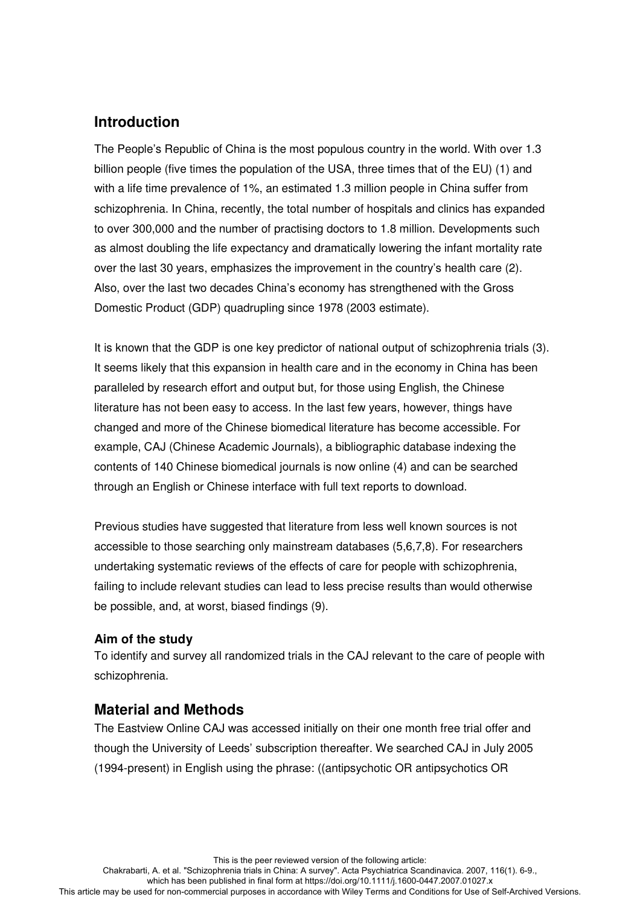## Introduction

The People's Republic of China is the most populous country in the world. With over 1.3 billion people (five times the population of the USA, three times that of the EU) (1) and with a life time prevalence of 1%, an estimated 1.3 million people in China suffer from schizophrenia. In China, recently, the total number of hospitals and clinics has expanded to over 300,000 and the number of practising doctors to 1.8 million. Developments such as almost doubling the life expectancy and dramatically lowering the infant mortality rate over the last 30 years, emphasizes the improvement in the country's health care (2). Also, over the last two decades China's economy has strengthened with the Gross Domestic Product (GDP) quadrupling since 1978 (2003 estimate).

It is known that the GDP is one key predictor of national output of schizophrenia trials (3). It seems likely that this expansion in health care and in the economy in China has been paralleled by research effort and output but, for those using English, the Chinese literature has not been easy to access. In the last few years, however, things have changed and more of the Chinese biomedical literature has become accessible. For example, CAJ (Chinese Academic Journals), a bibliographic database indexing the contents of 140 Chinese biomedical journals is now online (4) and can be searched through an English or Chinese interface with full text reports to download.

Previous studies have suggested that literature from less well known sources is not accessible to those searching only mainstream databases (5,6,7,8). For researchers undertaking systematic reviews of the effects of care for people with schizophrenia, failing to include relevant studies can lead to less precise results than would otherwise be possible, and, at worst, biased findings (9).

### Aim of the study

To identify and survey all randomized trials in the CAJ relevant to the care of people with schizophrenia.

## Material and Methods

The Eastview Online CAJ was accessed initially on their one month free trial offer and though the University of Leeds' subscription thereafter. We searched CAJ in July 2005 (1994-present) in English using the phrase: ((antipsychotic OR antipsychotics OR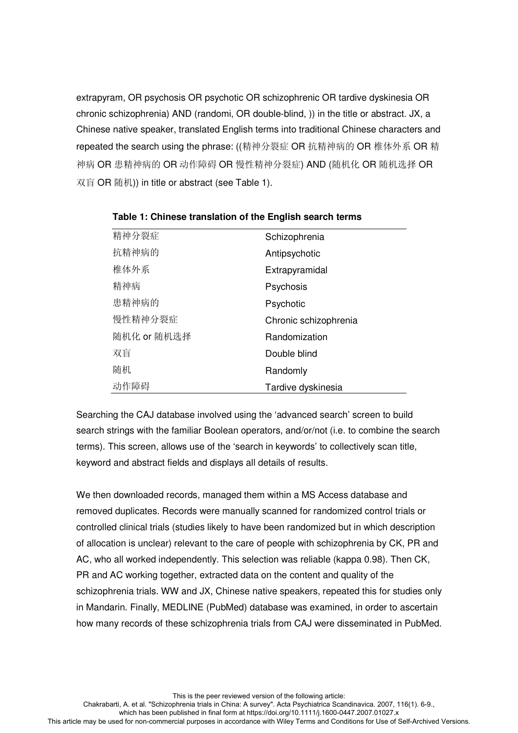extrapyram, OR psychosis OR psychotic OR schizophrenic OR tardive dyskinesia OR chronic schizophrenia) AND (randomi, OR double-blind, )) in the title or abstract. JX, a Chinese native speaker, translated English terms into traditional Chinese characters and repeated the search using the phrase: ((精神分裂症 OR 抗精神病的 OR 椎体外系 OR 精神病 OR 患精神病的 OR 动作障碍 OR 慢性精神分裂症) AND (随机化 OR 随机选择 OR 双盲 OR 随机)) in title or abstract (see Table 1).

**Table 1: Chinese translation of the English search terms**

| | |
|---|---|
| 精神分裂症 | Schizophrenia |
| 抗精神病的 | Antipsychotic |
| 椎体外系 | Extrapyramidal |
| 精神病 | Psychosis |
| 患精神病的 | Psychotic |
| 慢性精神分裂症 | Chronic schizophrenia |
| 随机化 or 随机选择 | Randomization |
| 双盲 | Double blind |
| 随机 | Randomly |
| 动作障碍 | Tardive dyskinesia |

Searching the CAJ database involved using the 'advanced search' screen to build search strings with the familiar Boolean operators, and/or/not (i.e. to combine the search terms). This screen, allows use of the 'search in keywords' to collectively scan title, keyword and abstract fields and displays all details of results.

We then downloaded records, managed them within a MS Access database and removed duplicates. Records were manually scanned for randomized control trials or controlled clinical trials (studies likely to have been randomized but in which description of allocation is unclear) relevant to the care of people with schizophrenia by CK, PR and AC, who all worked independently. This selection was reliable (kappa 0.98). Then CK, PR and AC working together, extracted data on the content and quality of the schizophrenia trials. WW and JX, Chinese native speakers, repeated this for studies only in Mandarin. Finally, MEDLINE (PubMed) database was examined, in order to ascertain how many records of these schizophrenia trials from CAJ were disseminated in PubMed.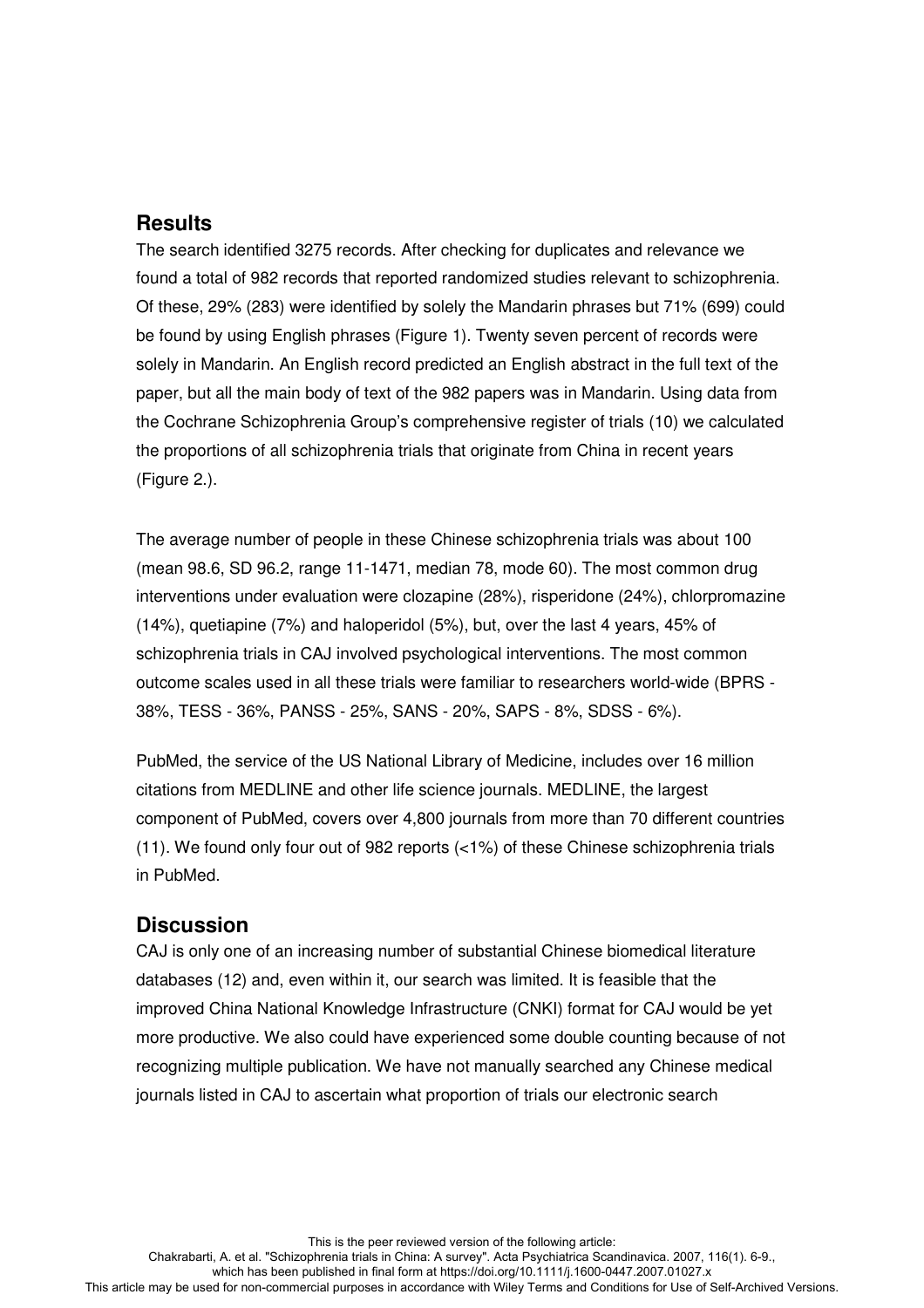## Results

The search identified 3275 records. After checking for duplicates and relevance we found a total of 982 records that reported randomized studies relevant to schizophrenia. Of these, 29% (283) were identified by solely the Mandarin phrases but 71% (699) could be found by using English phrases (Figure 1). Twenty seven percent of records were solely in Mandarin. An English record predicted an English abstract in the full text of the paper, but all the main body of text of the 982 papers was in Mandarin. Using data from the Cochrane Schizophrenia Group's comprehensive register of trials (10) we calculated the proportions of all schizophrenia trials that originate from China in recent years (Figure 2.).

The average number of people in these Chinese schizophrenia trials was about 100 (mean 98.6, SD 96.2, range 11-1471, median 78, mode 60). The most common drug interventions under evaluation were clozapine (28%), risperidone (24%), chlorpromazine (14%), quetiapine (7%) and haloperidol (5%), but, over the last 4 years, 45% of schizophrenia trials in CAJ involved psychological interventions. The most common outcome scales used in all these trials were familiar to researchers world-wide (BPRS - 38%, TESS - 36%, PANSS - 25%, SANS - 20%, SAPS - 8%, SDSS - 6%).

PubMed, the service of the US National Library of Medicine, includes over 16 million citations from MEDLINE and other life science journals. MEDLINE, the largest component of PubMed, covers over 4,800 journals from more than 70 different countries (11). We found only four out of 982 reports (<1%) of these Chinese schizophrenia trials in PubMed.

## Discussion

CAJ is only one of an increasing number of substantial Chinese biomedical literature databases (12) and, even within it, our search was limited. It is feasible that the improved China National Knowledge Infrastructure (CNKI) format for CAJ would be yet more productive. We also could have experienced some double counting because of not recognizing multiple publication. We have not manually searched any Chinese medical journals listed in CAJ to ascertain what proportion of trials our electronic search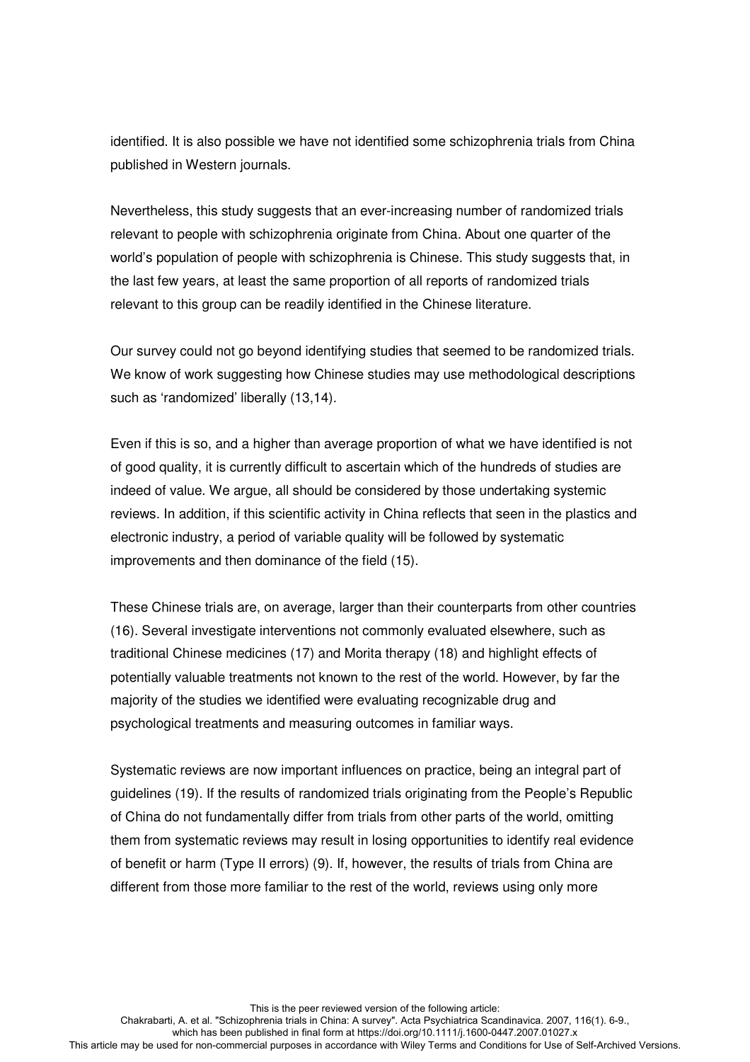identified. It is also possible we have not identified some schizophrenia trials from China published in Western journals.

Nevertheless, this study suggests that an ever-increasing number of randomized trials relevant to people with schizophrenia originate from China. About one quarter of the world's population of people with schizophrenia is Chinese. This study suggests that, in the last few years, at least the same proportion of all reports of randomized trials relevant to this group can be readily identified in the Chinese literature.

Our survey could not go beyond identifying studies that seemed to be randomized trials. We know of work suggesting how Chinese studies may use methodological descriptions such as 'randomized' liberally (13,14).

Even if this is so, and a higher than average proportion of what we have identified is not of good quality, it is currently difficult to ascertain which of the hundreds of studies are indeed of value. We argue, all should be considered by those undertaking systemic reviews. In addition, if this scientific activity in China reflects that seen in the plastics and electronic industry, a period of variable quality will be followed by systematic improvements and then dominance of the field (15).

These Chinese trials are, on average, larger than their counterparts from other countries (16). Several investigate interventions not commonly evaluated elsewhere, such as traditional Chinese medicines (17) and Morita therapy (18) and highlight effects of potentially valuable treatments not known to the rest of the world. However, by far the majority of the studies we identified were evaluating recognizable drug and psychological treatments and measuring outcomes in familiar ways.

Systematic reviews are now important influences on practice, being an integral part of guidelines (19). If the results of randomized trials originating from the People's Republic of China do not fundamentally differ from trials from other parts of the world, omitting them from systematic reviews may result in losing opportunities to identify real evidence of benefit or harm (Type II errors) (9). If, however, the results of trials from China are different from those more familiar to the rest of the world, reviews using only more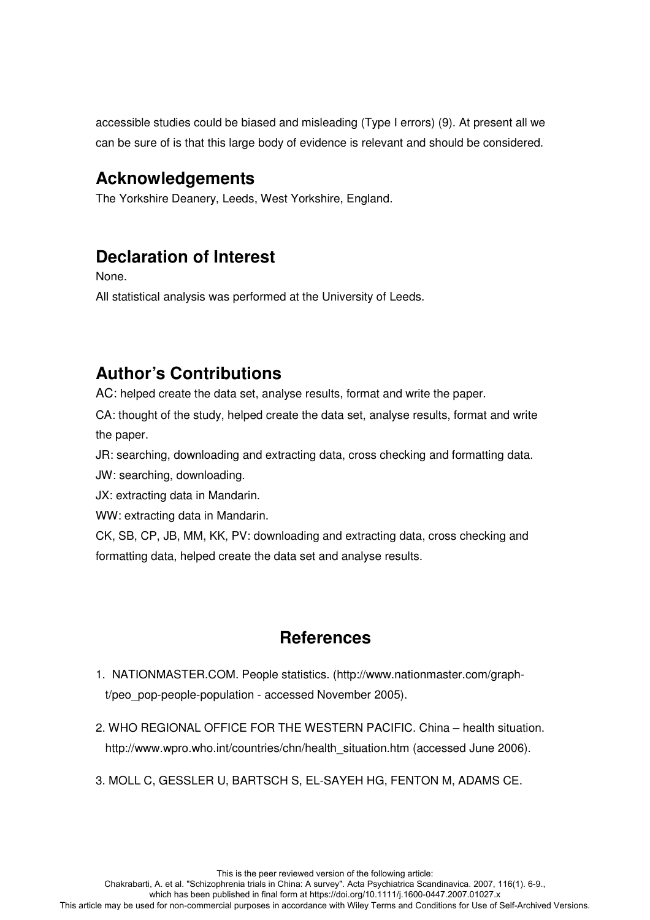accessible studies could be biased and misleading (Type I errors) (9). At present all we can be sure of is that this large body of evidence is relevant and should be considered.

## Acknowledgements

The Yorkshire Deanery, Leeds, West Yorkshire, England.

## Declaration of Interest

None.

All statistical analysis was performed at the University of Leeds.

## Author's Contributions

AC: helped create the data set, analyse results, format and write the paper.

CA: thought of the study, helped create the data set, analyse results, format and write the paper.

JR: searching, downloading and extracting data, cross checking and formatting data.

JW: searching, downloading.

JX: extracting data in Mandarin.

WW: extracting data in Mandarin.

CK, SB, CP, JB, MM, KK, PV: downloading and extracting data, cross checking and formatting data, helped create the data set and analyse results.

## References

1. NATIONMASTER.COM. People statistics. (http://www.nationmaster.com/graph-t/peo_pop-people-population - accessed November 2005).

2. WHO REGIONAL OFFICE FOR THE WESTERN PACIFIC. China – health situation. http://www.wpro.who.int/countries/chn/health_situation.htm (accessed June 2006).

3. MOLL C, GESSLER U, BARTSCH S, EL-SAYEH HG, FENTON M, ADAMS CE.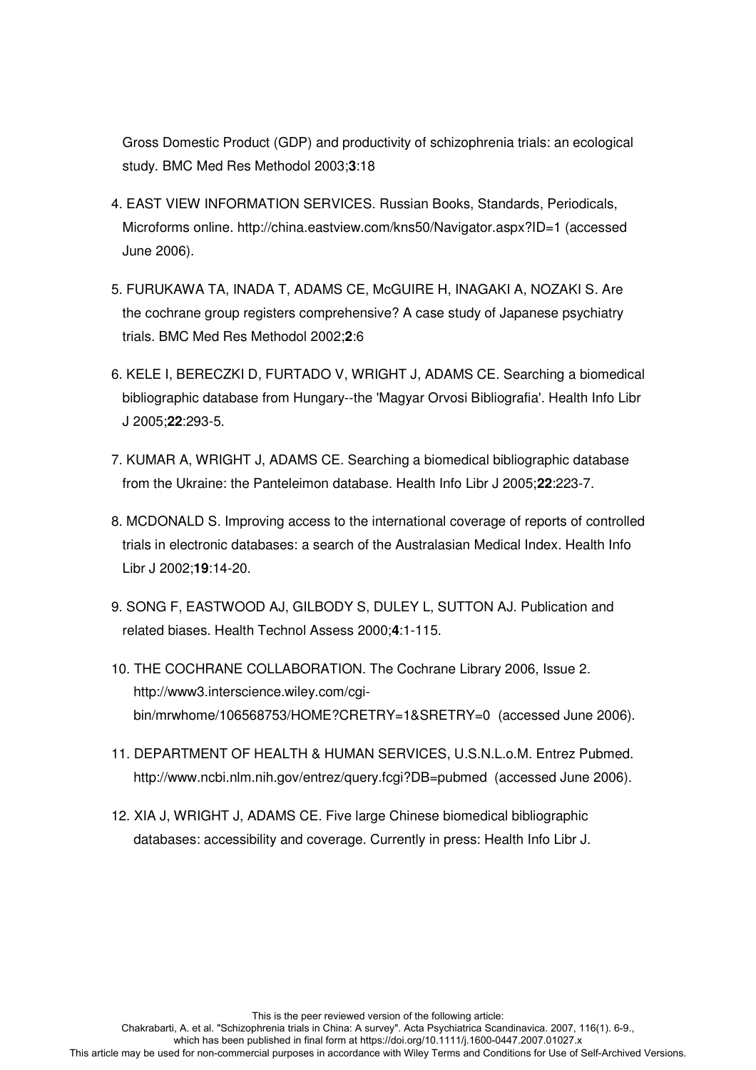Gross Domestic Product (GDP) and productivity of schizophrenia trials: an ecological study. BMC Med Res Methodol 2003;**3**:18

4. EAST VIEW INFORMATION SERVICES. Russian Books, Standards, Periodicals, Microforms online. http://china.eastview.com/kns50/Navigator.aspx?ID=1 (accessed June 2006).

5. FURUKAWA TA, INADA T, ADAMS CE, McGUIRE H, INAGAKI A, NOZAKI S. Are the cochrane group registers comprehensive? A case study of Japanese psychiatry trials. BMC Med Res Methodol 2002;**2**:6

6. KELE I, BERECZKI D, FURTADO V, WRIGHT J, ADAMS CE. Searching a biomedical bibliographic database from Hungary--the 'Magyar Orvosi Bibliografia'. Health Info Libr J 2005;**22**:293-5.

7. KUMAR A, WRIGHT J, ADAMS CE. Searching a biomedical bibliographic database from the Ukraine: the Panteleimon database. Health Info Libr J 2005;**22**:223-7.

8. MCDONALD S. Improving access to the international coverage of reports of controlled trials in electronic databases: a search of the Australasian Medical Index. Health Info Libr J 2002;**19**:14-20.

9. SONG F, EASTWOOD AJ, GILBODY S, DULEY L, SUTTON AJ. Publication and related biases. Health Technol Assess 2000;**4**:1-115.

10. THE COCHRANE COLLABORATION. The Cochrane Library 2006, Issue 2. http://www3.interscience.wiley.com/cgi-bin/mrwhome/106568753/HOME?CRETRY=1&SRETRY=0 (accessed June 2006).

11. DEPARTMENT OF HEALTH & HUMAN SERVICES, U.S.N.L.o.M. Entrez Pubmed. http://www.ncbi.nlm.nih.gov/entrez/query.fcgi?DB=pubmed (accessed June 2006).

12. XIA J, WRIGHT J, ADAMS CE. Five large Chinese biomedical bibliographic databases: accessibility and coverage. Currently in press: Health Info Libr J.

This is the peer reviewed version of the following article:
Chakrabarti, A. et al. "Schizophrenia trials in China: A survey". Acta Psychiatrica Scandinavica. 2007, 116(1). 6-9., which has been published in final form at https://doi.org/10.1111/j.1600-0447.2007.01027.x
This article may be used for non-commercial purposes in accordance with Wiley Terms and Conditions for Use of Self-Archived Versions.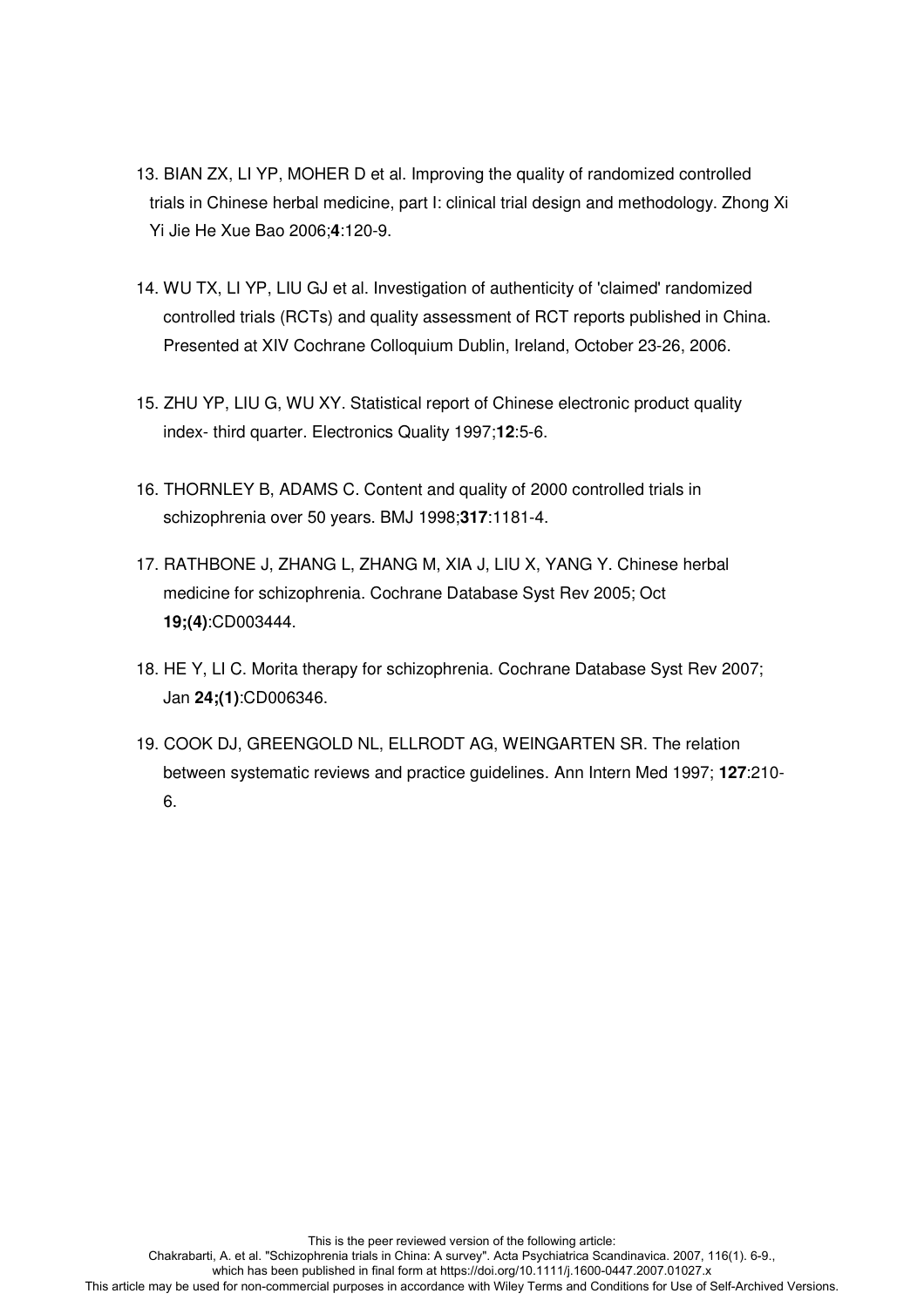13. BIAN ZX, LI YP, MOHER D et al. Improving the quality of randomized controlled trials in Chinese herbal medicine, part I: clinical trial design and methodology. Zhong Xi Yi Jie He Xue Bao 2006;**4**:120-9.

14. WU TX, LI YP, LIU GJ et al. Investigation of authenticity of 'claimed' randomized controlled trials (RCTs) and quality assessment of RCT reports published in China. Presented at XIV Cochrane Colloquium Dublin, Ireland, October 23-26, 2006.

15. ZHU YP, LIU G, WU XY. Statistical report of Chinese electronic product quality index- third quarter. Electronics Quality 1997;**12**:5-6.

16. THORNLEY B, ADAMS C. Content and quality of 2000 controlled trials in schizophrenia over 50 years. BMJ 1998;**317**:1181-4.

17. RATHBONE J, ZHANG L, ZHANG M, XIA J, LIU X, YANG Y. Chinese herbal medicine for schizophrenia. Cochrane Database Syst Rev 2005; Oct **19;(4)**:CD003444.

18. HE Y, LI C. Morita therapy for schizophrenia. Cochrane Database Syst Rev 2007; Jan **24;(1)**:CD006346.

19. COOK DJ, GREENGOLD NL, ELLRODT AG, WEINGARTEN SR. The relation between systematic reviews and practice guidelines. Ann Intern Med 1997; **127**:210-6.

This is the peer reviewed version of the following article:
Chakrabarti, A. et al. "Schizophrenia trials in China: A survey". Acta Psychiatrica Scandinavica. 2007, 116(1). 6-9., which has been published in final form at https://doi.org/10.1111/j.1600-0447.2007.01027.x
This article may be used for non-commercial purposes in accordance with Wiley Terms and Conditions for Use of Self-Archived Versions.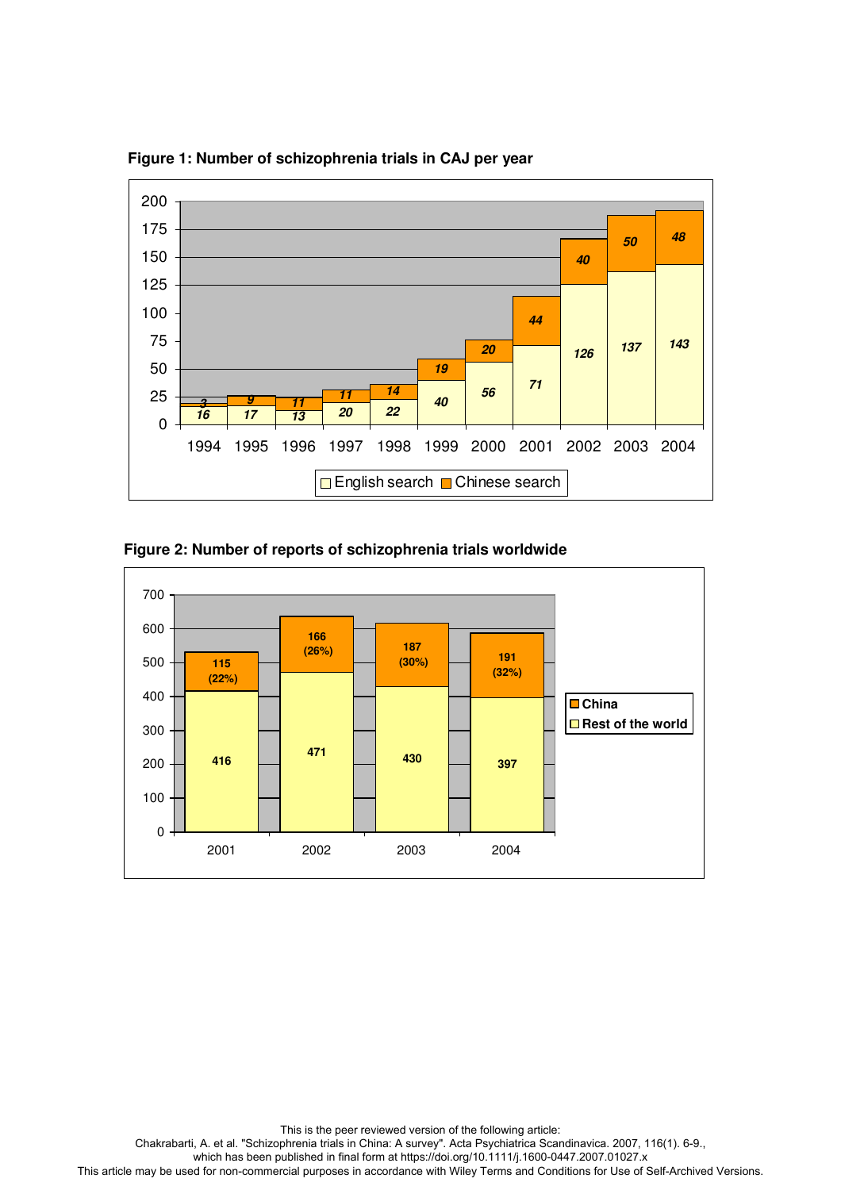**Figure 1: Number of schizophrenia trials in CAJ per year**

200
175
150
125
100
75
50
25
0

1994 1995 1996 1997 1998 1999 2000 2001 2002 2003 2004

3 9 11 11 14 19 20 44 40 50 48

16 17 13 20 22 40 56 71 126 137 143

English search Chinese search

**Figure 2: Number of reports of schizophrenia trials worldwide**

700
600
500
400
300
200
100
0

2001 2002 2003 2004

115 (22%) 166 (26%) 187 (30%) 191 (32%)

416 471 430 397

China
Rest of the world

This is the peer reviewed version of the following article:
Chakrabarti, A. et al. "Schizophrenia trials in China: A survey". Acta Psychiatrica Scandinavica. 2007, 116(1). 6-9.,
which has been published in final form at https://doi.org/10.1111/j.1600-0447.2007.01027.x
This article may be used for non-commercial purposes in accordance with Wiley Terms and Conditions for Use of Self-Archived Versions.